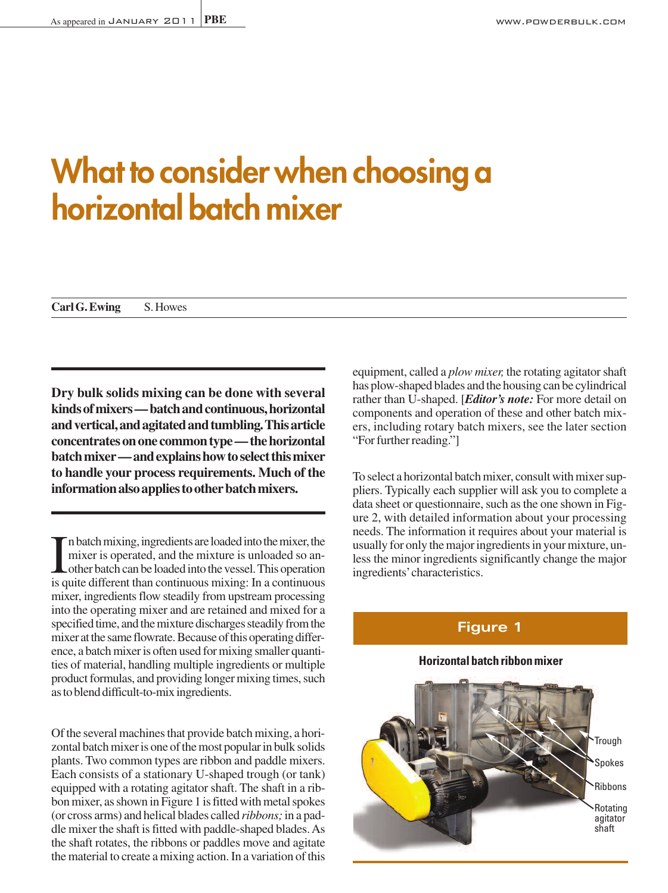# What to consider when choosing a horizontal batch mixer

**Carl G. Ewing** S. Howes

**Dry bulk solids mixing can be done with several kinds of mixers — batch and continuous, horizontal and vertical, and agitated and tumbling. This article concentrates on one common type — the horizontal batch mixer — and explains how to select this mixer to handle your process requirements. Much of the information also applies to other batch mixers.**

In batch mixing, ingredients are loaded into the mixer, the mixer is operated, and the mixture is unloaded so another batch can be loaded into the vessel. This operation is quite different than continuous mixing: In a continuous mixer, ingredients flow steadily from upstream processing into the operating mixer and are retained and mixed for a specified time, and the mixture discharges steadily from the mixer at the same flowrate. Because of this operating difference, a batch mixer is often used for mixing smaller quantities of material, handling multiple ingredients or multiple product formulas, and providing longer mixing times, such as to blend difficult-to-mix ingredients.

Of the several machines that provide batch mixing, a horizontal batch mixer is one of the most popular in bulk solids plants. Two common types are ribbon and paddle mixers. Each consists of a stationary U-shaped trough (or tank) equipped with a rotating agitator shaft. The shaft in a ribbon mixer, as shown in Figure 1 is fitted with metal spokes (or cross arms) and helical blades called *ribbons;* in a paddle mixer the shaft is fitted with paddle-shaped blades. As the shaft rotates, the ribbons or paddles move and agitate the material to create a mixing action. In a variation of this equipment, called a *plow mixer,* the rotating agitator shaft has plow-shaped blades and the housing can be cylindrical rather than U-shaped. [***Editor's note:*** For more detail on components and operation of these and other batch mixers, including rotary batch mixers, see the later section "For further reading."]

To select a horizontal batch mixer, consult with mixer suppliers. Typically each supplier will ask you to complete a data sheet or questionnaire, such as the one shown in Figure 2, with detailed information about your processing needs. The information it requires about your material is usually for only the major ingredients in your mixture, unless the minor ingredients significantly change the major ingredients' characteristics.

**Figure 1**

**Horizontal batch ribbon mixer**

Trough
Spokes
Ribbons
Rotating agitator shaft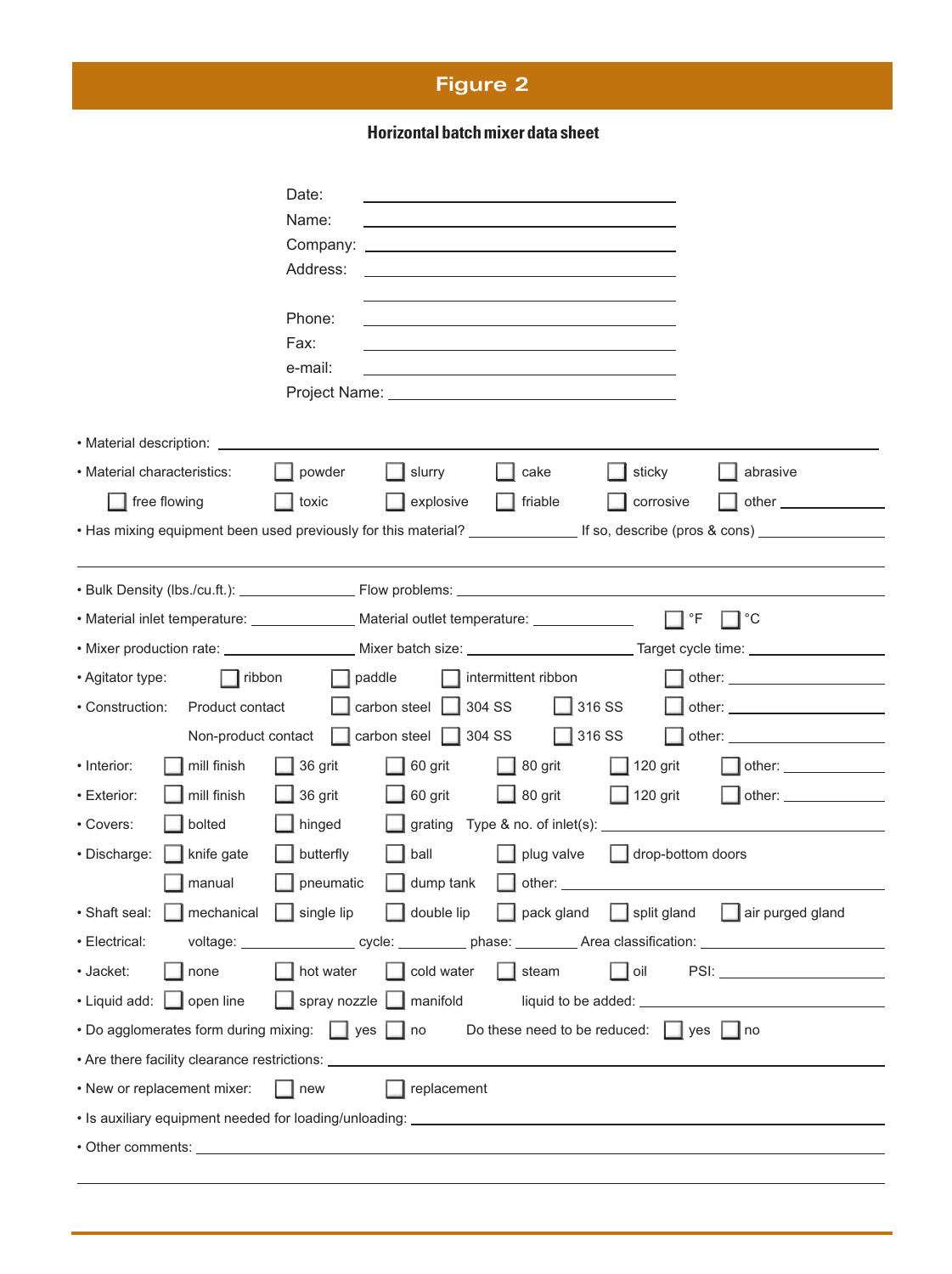## Figure 2

### Horizontal batch mixer data sheet

Date: ______________________________

Name: ______________________________

Company: ______________________________

Address: ______________________________

______________________________

Phone: ______________________________

Fax: ______________________________

e-mail: ______________________________

Project Name: ______________________________

- Material description: ______________________________
- Material characteristics: ☐ powder ☐ slurry ☐ cake ☐ sticky ☐ abrasive ☐ free flowing ☐ toxic ☐ explosive ☐ friable ☐ corrosive ☐ other ________
- Has mixing equipment been used previously for this material? ________ If so, describe (pros & cons) ________

______________________________

- Bulk Density (lbs./cu.ft.): ________ Flow problems: ________
- Material inlet temperature: ________ Material outlet temperature: ________ ☐ °F ☐ °C
- Mixer production rate: ________ Mixer batch size: ________ Target cycle time: ________
- Agitator type: ☐ ribbon ☐ paddle ☐ intermittent ribbon ☐ other: ________
- Construction: Product contact ☐ carbon steel ☐ 304 SS ☐ 316 SS ☐ other: ________
  Non-product contact ☐ carbon steel ☐ 304 SS ☐ 316 SS ☐ other: ________
- Interior: ☐ mill finish ☐ 36 grit ☐ 60 grit ☐ 80 grit ☐ 120 grit ☐ other: ________
- Exterior: ☐ mill finish ☐ 36 grit ☐ 60 grit ☐ 80 grit ☐ 120 grit ☐ other: ________
- Covers: ☐ bolted ☐ hinged ☐ grating Type & no. of inlet(s): ________
- Discharge: ☐ knife gate ☐ butterfly ☐ ball ☐ plug valve ☐ drop-bottom doors
  ☐ manual ☐ pneumatic ☐ dump tank ☐ other: ________
- Shaft seal: ☐ mechanical ☐ single lip ☐ double lip ☐ pack gland ☐ split gland ☐ air purged gland
- Electrical: voltage: ________ cycle: ________ phase: ________ Area classification: ________
- Jacket: ☐ none ☐ hot water ☐ cold water ☐ steam ☐ oil PSI: ________
- Liquid add: ☐ open line ☐ spray nozzle ☐ manifold liquid to be added: ________
- Do agglomerates form during mixing: ☐ yes ☐ no Do these need to be reduced: ☐ yes ☐ no
- Are there facility clearance restrictions: ________
- New or replacement mixer: ☐ new ☐ replacement
- Is auxiliary equipment needed for loading/unloading: ________
- Other comments: ________

______________________________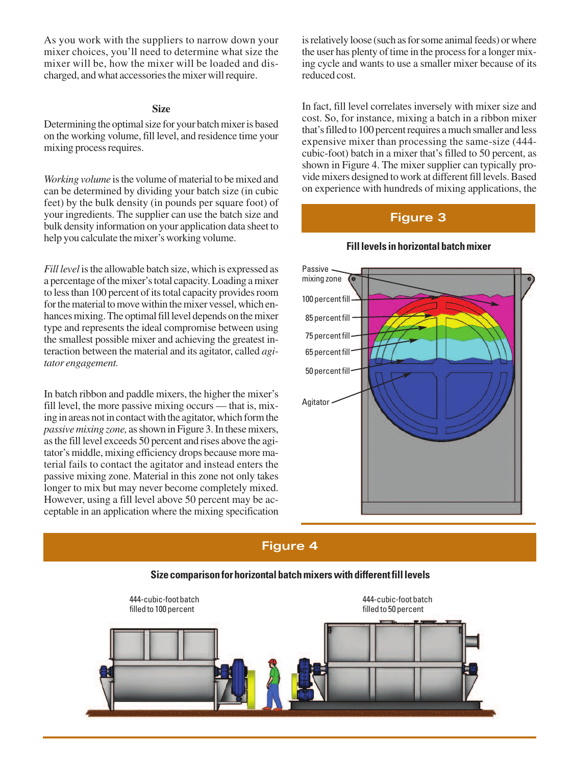As you work with the suppliers to narrow down your mixer choices, you'll need to determine what size the mixer will be, how the mixer will be loaded and discharged, and what accessories the mixer will require.

### Size

Determining the optimal size for your batch mixer is based on the working volume, fill level, and residence time your mixing process requires.

*Working volume* is the volume of material to be mixed and can be determined by dividing your batch size (in cubic feet) by the bulk density (in pounds per square foot) of your ingredients. The supplier can use the batch size and bulk density information on your application data sheet to help you calculate the mixer's working volume.

*Fill level* is the allowable batch size, which is expressed as a percentage of the mixer's total capacity. Loading a mixer to less than 100 percent of its total capacity provides room for the material to move within the mixer vessel, which enhances mixing. The optimal fill level depends on the mixer type and represents the ideal compromise between using the smallest possible mixer and achieving the greatest interaction between the material and its agitator, called *agitator engagement.*

In batch ribbon and paddle mixers, the higher the mixer's fill level, the more passive mixing occurs — that is, mixing in areas not in contact with the agitator, which form the *passive mixing zone,* as shown in Figure 3. In these mixers, as the fill level exceeds 50 percent and rises above the agitator's middle, mixing efficiency drops because more material fails to contact the agitator and instead enters the passive mixing zone. Material in this zone not only takes longer to mix but may never become completely mixed. However, using a fill level above 50 percent may be acceptable in an application where the mixing specification is relatively loose (such as for some animal feeds) or where the user has plenty of time in the process for a longer mixing cycle and wants to use a smaller mixer because of its reduced cost.

In fact, fill level correlates inversely with mixer size and cost. So, for instance, mixing a batch in a ribbon mixer that's filled to 100 percent requires a much smaller and less expensive mixer than processing the same-size (444-cubic-foot) batch in a mixer that's filled to 50 percent, as shown in Figure 4. The mixer supplier can typically provide mixers designed to work at different fill levels. Based on experience with hundreds of mixing applications, the

**Figure 3**

**Fill levels in horizontal batch mixer**

Passive mixing zone
100 percent fill
85 percent fill
75 percent fill
65 percent fill
50 percent fill
Agitator

**Figure 4**

**Size comparison for horizontal batch mixers with different fill levels**

444-cubic-foot batch filled to 100 percent

444-cubic-foot batch filled to 50 percent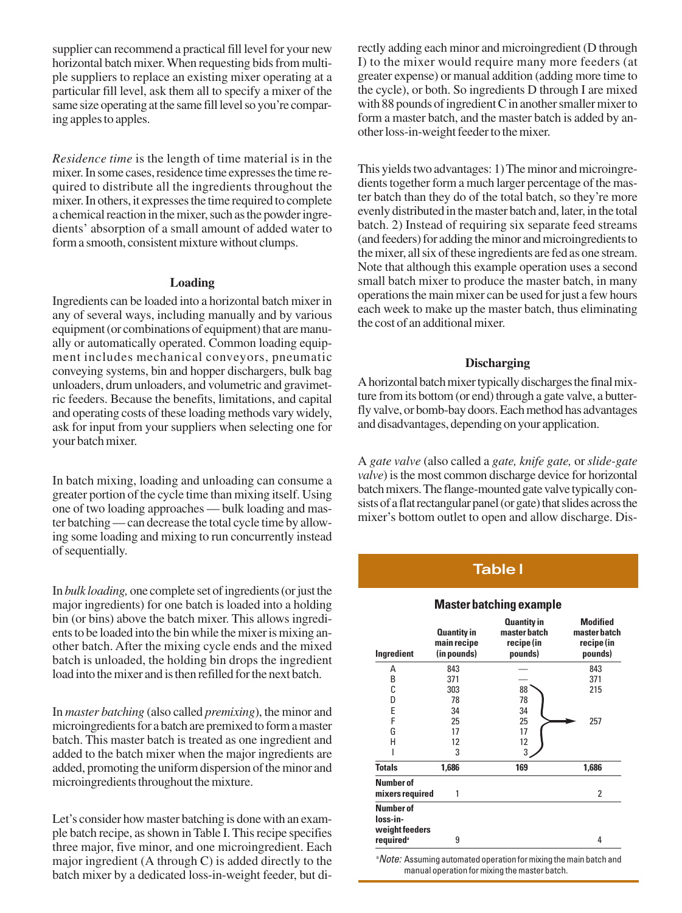supplier can recommend a practical fill level for your new horizontal batch mixer. When requesting bids from multiple suppliers to replace an existing mixer operating at a particular fill level, ask them all to specify a mixer of the same size operating at the same fill level so you're comparing apples to apples.

*Residence time* is the length of time material is in the mixer. In some cases, residence time expresses the time required to distribute all the ingredients throughout the mixer. In others, it expresses the time required to complete a chemical reaction in the mixer, such as the powder ingredients' absorption of a small amount of added water to form a smooth, consistent mixture without clumps.

### Loading

Ingredients can be loaded into a horizontal batch mixer in any of several ways, including manually and by various equipment (or combinations of equipment) that are manually or automatically operated. Common loading equipment includes mechanical conveyors, pneumatic conveying systems, bin and hopper dischargers, bulk bag unloaders, drum unloaders, and volumetric and gravimetric feeders. Because the benefits, limitations, and capital and operating costs of these loading methods vary widely, ask for input from your suppliers when selecting one for your batch mixer.

In batch mixing, loading and unloading can consume a greater portion of the cycle time than mixing itself. Using one of two loading approaches — bulk loading and master batching — can decrease the total cycle time by allowing some loading and mixing to run concurrently instead of sequentially.

In *bulk loading,* one complete set of ingredients (or just the major ingredients) for one batch is loaded into a holding bin (or bins) above the batch mixer. This allows ingredients to be loaded into the bin while the mixer is mixing another batch. After the mixing cycle ends and the mixed batch is unloaded, the holding bin drops the ingredient load into the mixer and is then refilled for the next batch.

In *master batching* (also called *premixing*), the minor and microingredients for a batch are premixed to form a master batch. This master batch is treated as one ingredient and added to the batch mixer when the major ingredients are added, promoting the uniform dispersion of the minor and microingredients throughout the mixture.

Let's consider how master batching is done with an example batch recipe, as shown in Table I. This recipe specifies three major, five minor, and one microingredient. Each major ingredient (A through C) is added directly to the batch mixer by a dedicated loss-in-weight feeder, but directly adding each minor and microingredient (D through I) to the mixer would require many more feeders (at greater expense) or manual addition (adding more time to the cycle), or both. So ingredients D through I are mixed with 88 pounds of ingredient C in another smaller mixer to form a master batch, and the master batch is added by another loss-in-weight feeder to the mixer.

This yields two advantages: 1) The minor and microingredients together form a much larger percentage of the master batch than they do of the total batch, so they're more evenly distributed in the master batch and, later, in the total batch. 2) Instead of requiring six separate feed streams (and feeders) for adding the minor and microingredients to the mixer, all six of these ingredients are fed as one stream. Note that although this example operation uses a second small batch mixer to produce the master batch, in many operations the main mixer can be used for just a few hours each week to make up the master batch, thus eliminating the cost of an additional mixer.

### Discharging

A horizontal batch mixer typically discharges the final mixture from its bottom (or end) through a gate valve, a butterfly valve, or bomb-bay doors. Each method has advantages and disadvantages, depending on your application.

A *gate valve* (also called a *gate, knife gate,* or *slide-gate valve*) is the most common discharge device for horizontal batch mixers. The flange-mounted gate valve typically consists of a flat rectangular panel (or gate) that slides across the mixer's bottom outlet to open and allow discharge. Dis-

**Table I**

**Master batching example**

| Ingredient | Quantity in main recipe (in pounds) | Quantity in master batch recipe (in pounds) | Modified master batch recipe (in pounds) |
|---|---|---|---|
| A | 843 | — | 843 |
| B | 371 | — | 371 |
| C | 303 | 88 | 215 |
| D | 78 | 78 | |
| E | 34 | 34 | |
| F | 25 | 25 | 257 |
| G | 17 | 17 | |
| H | 12 | 12 | |
| I | 3 | 3 | |
| **Totals** | **1,686** | **169** | **1,686** |
| **Number of mixers required** | 1 | | 2 |
| **Number of loss-in-weight feeders required**[a] | 9 | | 4 |

[a] *Note:* Assuming automated operation for mixing the main batch and manual operation for mixing the master batch.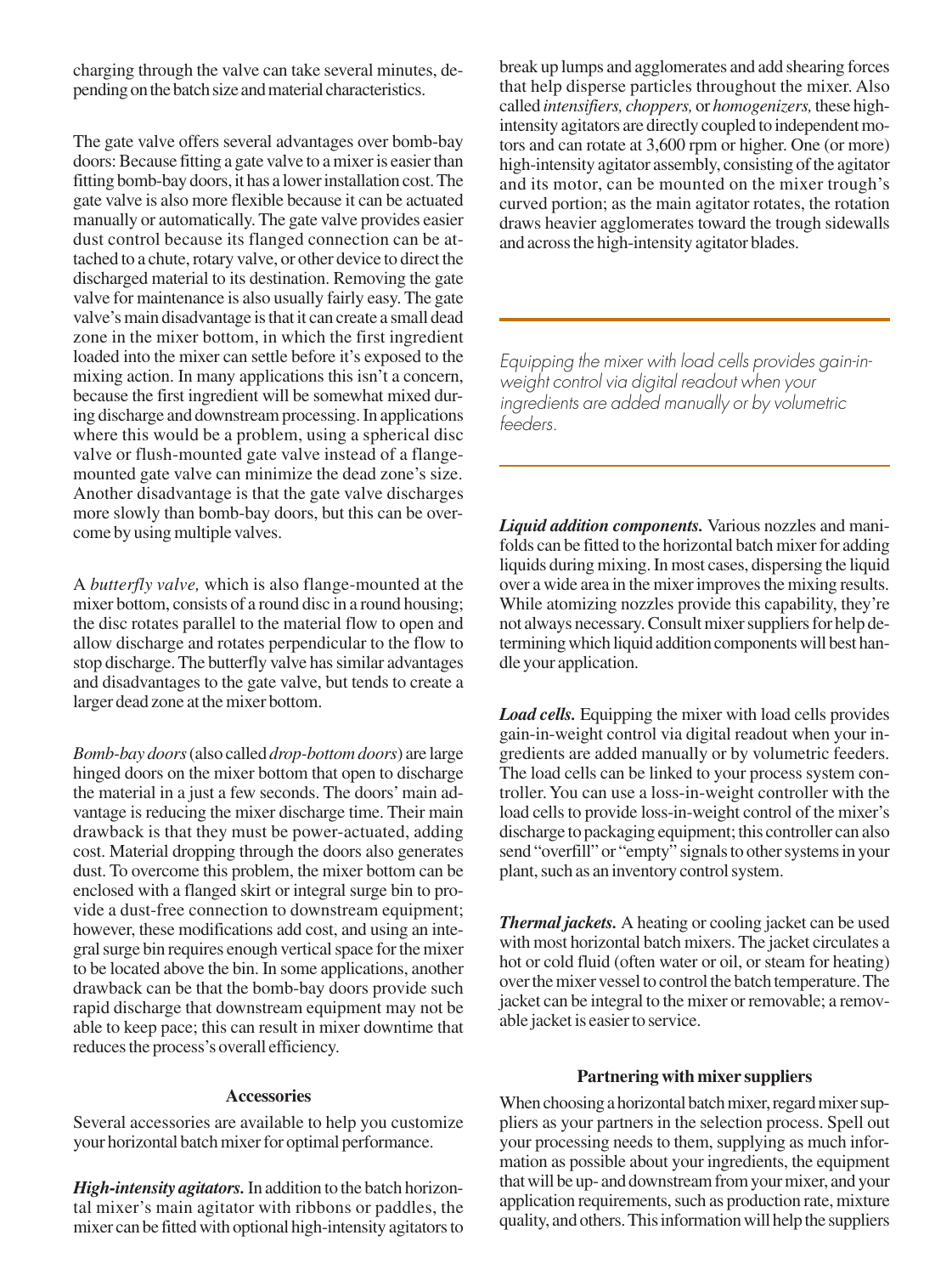charging through the valve can take several minutes, depending on the batch size and material characteristics.

The gate valve offers several advantages over bomb-bay doors: Because fitting a gate valve to a mixer is easier than fitting bomb-bay doors, it has a lower installation cost. The gate valve is also more flexible because it can be actuated manually or automatically. The gate valve provides easier dust control because its flanged connection can be attached to a chute, rotary valve, or other device to direct the discharged material to its destination. Removing the gate valve for maintenance is also usually fairly easy. The gate valve's main disadvantage is that it can create a small dead zone in the mixer bottom, in which the first ingredient loaded into the mixer can settle before it's exposed to the mixing action. In many applications this isn't a concern, because the first ingredient will be somewhat mixed during discharge and downstream processing. In applications where this would be a problem, using a spherical disc valve or flush-mounted gate valve instead of a flange-mounted gate valve can minimize the dead zone's size. Another disadvantage is that the gate valve discharges more slowly than bomb-bay doors, but this can be overcome by using multiple valves.

A *butterfly valve,* which is also flange-mounted at the mixer bottom, consists of a round disc in a round housing; the disc rotates parallel to the material flow to open and allow discharge and rotates perpendicular to the flow to stop discharge. The butterfly valve has similar advantages and disadvantages to the gate valve, but tends to create a larger dead zone at the mixer bottom.

*Bomb-bay doors* (also called *drop-bottom doors*) are large hinged doors on the mixer bottom that open to discharge the material in a just a few seconds. The doors' main advantage is reducing the mixer discharge time. Their main drawback is that they must be power-actuated, adding cost. Material dropping through the doors also generates dust. To overcome this problem, the mixer bottom can be enclosed with a flanged skirt or integral surge bin to provide a dust-free connection to downstream equipment; however, these modifications add cost, and using an integral surge bin requires enough vertical space for the mixer to be located above the bin. In some applications, another drawback can be that the bomb-bay doors provide such rapid discharge that downstream equipment may not be able to keep pace; this can result in mixer downtime that reduces the process's overall efficiency.

### Accessories

Several accessories are available to help you customize your horizontal batch mixer for optimal performance.

***High-intensity agitators.*** In addition to the batch horizontal mixer's main agitator with ribbons or paddles, the mixer can be fitted with optional high-intensity agitators to break up lumps and agglomerates and add shearing forces that help disperse particles throughout the mixer. Also called *intensifiers, choppers,* or *homogenizers,* these high-intensity agitators are directly coupled to independent motors and can rotate at 3,600 rpm or higher. One (or more) high-intensity agitator assembly, consisting of the agitator and its motor, can be mounted on the mixer trough's curved portion; as the main agitator rotates, the rotation draws heavier agglomerates toward the trough sidewalls and across the high-intensity agitator blades.

*Equipping the mixer with load cells provides gain-in-weight control via digital readout when your ingredients are added manually or by volumetric feeders.*

***Liquid addition components.*** Various nozzles and manifolds can be fitted to the horizontal batch mixer for adding liquids during mixing. In most cases, dispersing the liquid over a wide area in the mixer improves the mixing results. While atomizing nozzles provide this capability, they're not always necessary. Consult mixer suppliers for help determining which liquid addition components will best handle your application.

***Load cells.*** Equipping the mixer with load cells provides gain-in-weight control via digital readout when your ingredients are added manually or by volumetric feeders. The load cells can be linked to your process system controller. You can use a loss-in-weight controller with the load cells to provide loss-in-weight control of the mixer's discharge to packaging equipment; this controller can also send "overfill" or "empty" signals to other systems in your plant, such as an inventory control system.

***Thermal jackets.*** A heating or cooling jacket can be used with most horizontal batch mixers. The jacket circulates a hot or cold fluid (often water or oil, or steam for heating) over the mixer vessel to control the batch temperature. The jacket can be integral to the mixer or removable; a removable jacket is easier to service.

### Partnering with mixer suppliers

When choosing a horizontal batch mixer, regard mixer suppliers as your partners in the selection process. Spell out your processing needs to them, supplying as much information as possible about your ingredients, the equipment that will be up- and downstream from your mixer, and your application requirements, such as production rate, mixture quality, and others. This information will help the suppliers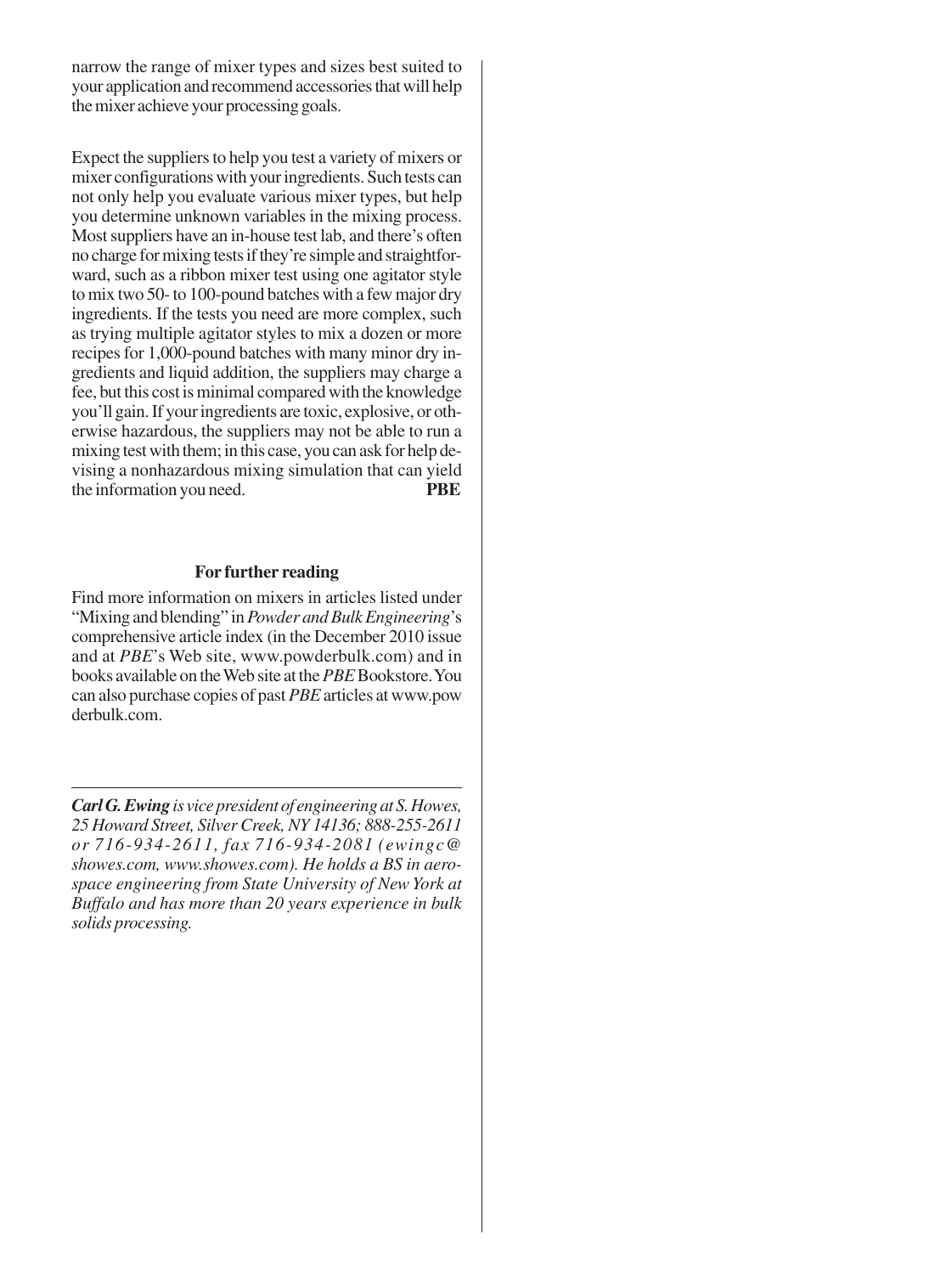narrow the range of mixer types and sizes best suited to your application and recommend accessories that will help the mixer achieve your processing goals.

Expect the suppliers to help you test a variety of mixers or mixer configurations with your ingredients. Such tests can not only help you evaluate various mixer types, but help you determine unknown variables in the mixing process. Most suppliers have an in-house test lab, and there's often no charge for mixing tests if they're simple and straightforward, such as a ribbon mixer test using one agitator style to mix two 50- to 100-pound batches with a few major dry ingredients. If the tests you need are more complex, such as trying multiple agitator styles to mix a dozen or more recipes for 1,000-pound batches with many minor dry ingredients and liquid addition, the suppliers may charge a fee, but this cost is minimal compared with the knowledge you'll gain. If your ingredients are toxic, explosive, or otherwise hazardous, the suppliers may not be able to run a mixing test with them; in this case, you can ask for help devising a nonhazardous mixing simulation that can yield the information you need. **PBE**

### For further reading

Find more information on mixers in articles listed under "Mixing and blending" in *Powder and Bulk Engineering*'s comprehensive article index (in the December 2010 issue and at *PBE*'s Web site, www.powderbulk.com) and in books available on the Web site at the *PBE* Bookstore. You can also purchase copies of past *PBE* articles at www.powderbulk.com.

---

***Carl G. Ewing*** *is vice president of engineering at S. Howes, 25 Howard Street, Silver Creek, NY 14136; 888-255-2611 or 716-934-2611, fax 716-934-2081 (ewingc@showes.com, www.showes.com). He holds a BS in aerospace engineering from State University of New York at Buffalo and has more than 20 years experience in bulk solids processing.*